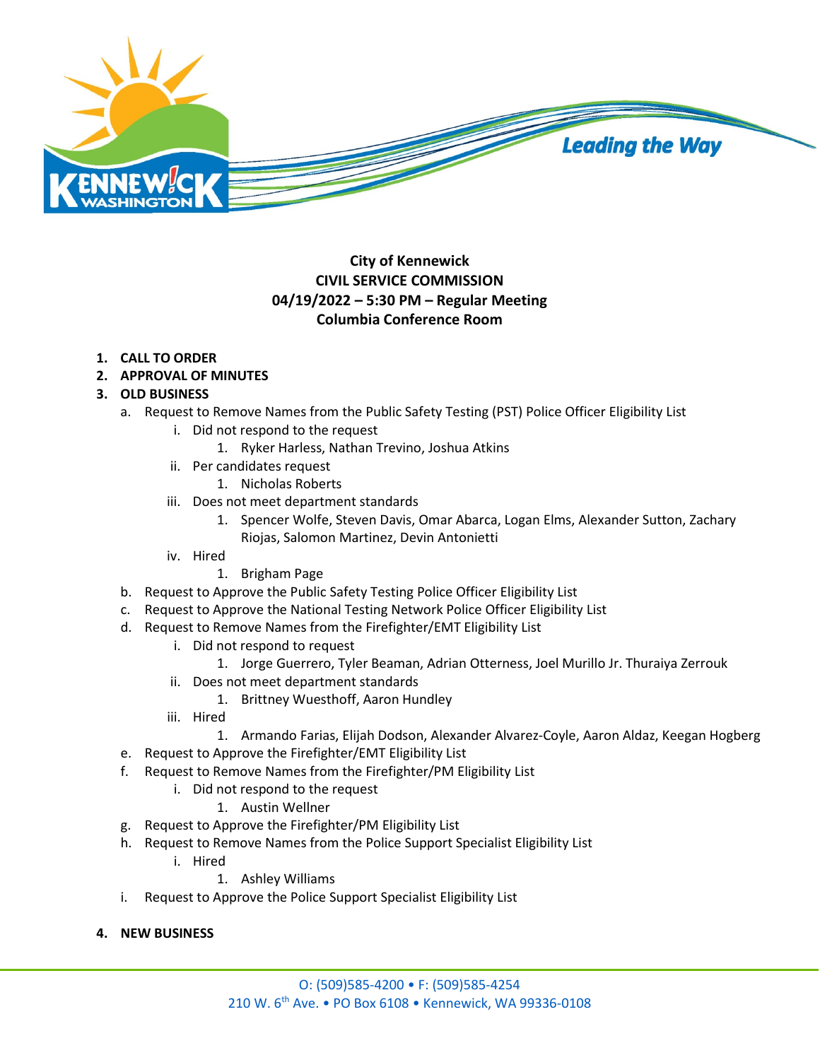**City of Kennewick**
**CIVIL SERVICE COMMISSION**
**04/19/2022 – 5:30 PM – Regular Meeting**
**Columbia Conference Room**

1. **CALL TO ORDER**
2. **APPROVAL OF MINUTES**
3. **OLD BUSINESS**
   a. Request to Remove Names from the Public Safety Testing (PST) Police Officer Eligibility List
      i. Did not respond to the request
         1. Ryker Harless, Nathan Trevino, Joshua Atkins
      ii. Per candidates request
         1. Nicholas Roberts
      iii. Does not meet department standards
         1. Spencer Wolfe, Steven Davis, Omar Abarca, Logan Elms, Alexander Sutton, Zachary Riojas, Salomon Martinez, Devin Antonietti
      iv. Hired
         1. Brigham Page
   b. Request to Approve the Public Safety Testing Police Officer Eligibility List
   c. Request to Approve the National Testing Network Police Officer Eligibility List
   d. Request to Remove Names from the Firefighter/EMT Eligibility List
      i. Did not respond to request
         1. Jorge Guerrero, Tyler Beaman, Adrian Otterness, Joel Murillo Jr. Thuraiya Zerrouk
      ii. Does not meet department standards
         1. Brittney Wuesthoff, Aaron Hundley
      iii. Hired
         1. Armando Farias, Elijah Dodson, Alexander Alvarez-Coyle, Aaron Aldaz, Keegan Hogberg
   e. Request to Approve the Firefighter/EMT Eligibility List
   f. Request to Remove Names from the Firefighter/PM Eligibility List
      i. Did not respond to the request
         1. Austin Wellner
   g. Request to Approve the Firefighter/PM Eligibility List
   h. Request to Remove Names from the Police Support Specialist Eligibility List
      i. Hired
         1. Ashley Williams
   i. Request to Approve the Police Support Specialist Eligibility List

4. **NEW BUSINESS**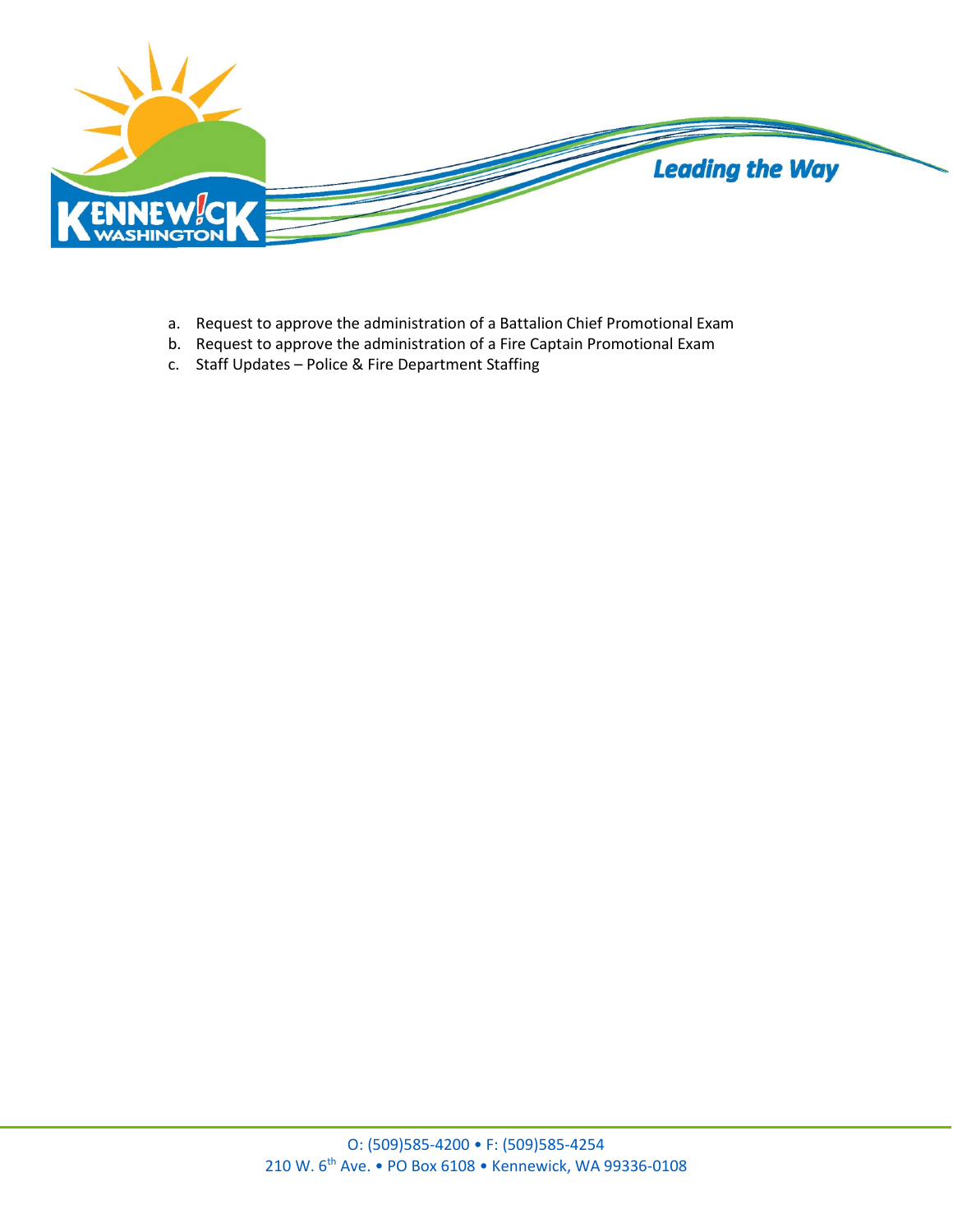a. Request to approve the administration of a Battalion Chief Promotional Exam
b. Request to approve the administration of a Fire Captain Promotional Exam
c. Staff Updates – Police & Fire Department Staffing